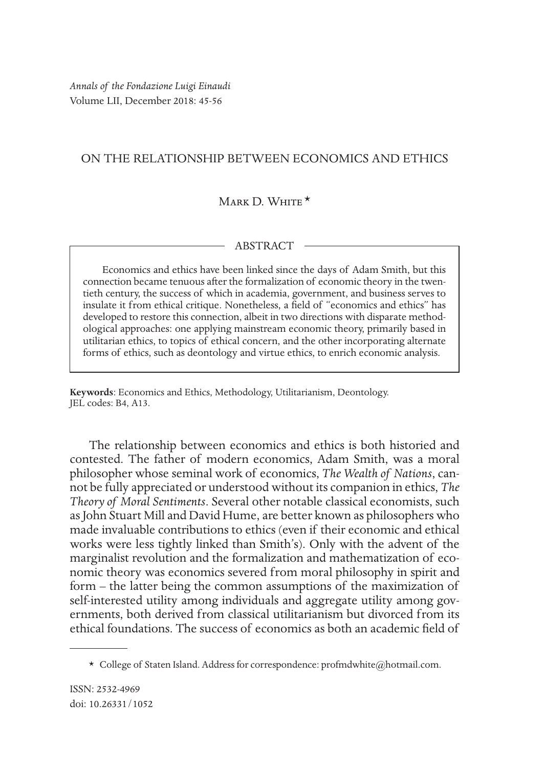*Annals of the Fondazione Luigi Einaudi*
Volume LII, December 2018: 45-56

# ON THE RELATIONSHIP BETWEEN ECONOMICS AND ETHICS

Mark D. White *

## ABSTRACT

Economics and ethics have been linked since the days of Adam Smith, but this connection became tenuous after the formalization of economic theory in the twentieth century, the success of which in academia, government, and business serves to insulate it from ethical critique. Nonetheless, a field of "economics and ethics" has developed to restore this connection, albeit in two directions with disparate methodological approaches: one applying mainstream economic theory, primarily based in utilitarian ethics, to topics of ethical concern, and the other incorporating alternate forms of ethics, such as deontology and virtue ethics, to enrich economic analysis.

**Keywords**: Economics and Ethics, Methodology, Utilitarianism, Deontology.
JEL codes: B4, A13.

The relationship between economics and ethics is both historied and contested. The father of modern economics, Adam Smith, was a moral philosopher whose seminal work of economics, *The Wealth of Nations*, cannot be fully appreciated or understood without its companion in ethics, *The Theory of Moral Sentiments*. Several other notable classical economists, such as John Stuart Mill and David Hume, are better known as philosophers who made invaluable contributions to ethics (even if their economic and ethical works were less tightly linked than Smith's). Only with the advent of the marginalist revolution and the formalization and mathematization of economic theory was economics severed from moral philosophy in spirit and form – the latter being the common assumptions of the maximization of self-interested utility among individuals and aggregate utility among governments, both derived from classical utilitarianism but divorced from its ethical foundations. The success of economics as both an academic field of

---

* College of Staten Island. Address for correspondence: profmdwhite@hotmail.com.

ISSN: 2532-4969
doi: 10.26331/1052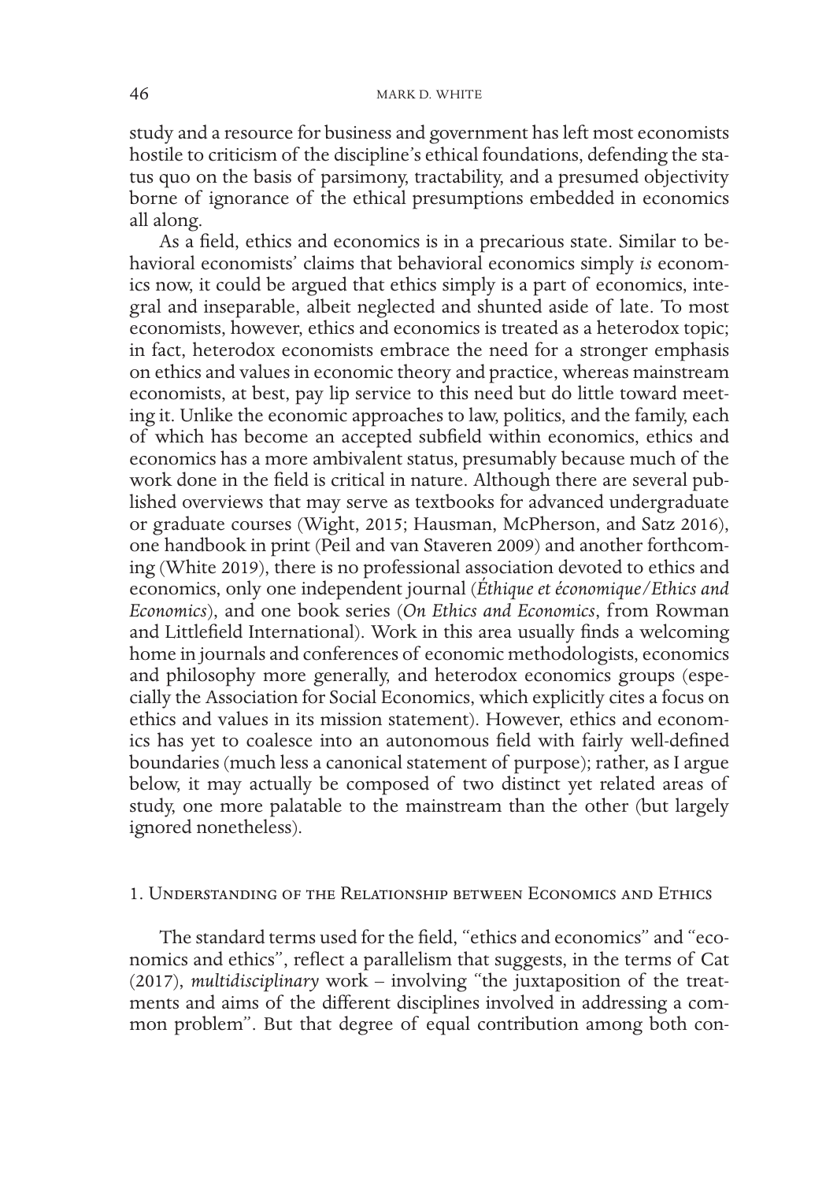study and a resource for business and government has left most economists hostile to criticism of the discipline's ethical foundations, defending the status quo on the basis of parsimony, tractability, and a presumed objectivity borne of ignorance of the ethical presumptions embedded in economics all along.

As a field, ethics and economics is in a precarious state. Similar to behavioral economists' claims that behavioral economics simply *is* economics now, it could be argued that ethics simply is a part of economics, integral and inseparable, albeit neglected and shunted aside of late. To most economists, however, ethics and economics is treated as a heterodox topic; in fact, heterodox economists embrace the need for a stronger emphasis on ethics and values in economic theory and practice, whereas mainstream economists, at best, pay lip service to this need but do little toward meeting it. Unlike the economic approaches to law, politics, and the family, each of which has become an accepted subfield within economics, ethics and economics has a more ambivalent status, presumably because much of the work done in the field is critical in nature. Although there are several published overviews that may serve as textbooks for advanced undergraduate or graduate courses (Wight, 2015; Hausman, McPherson, and Satz 2016), one handbook in print (Peil and van Staveren 2009) and another forthcoming (White 2019), there is no professional association devoted to ethics and economics, only one independent journal (*Éthique et économique/Ethics and Economics*), and one book series (*On Ethics and Economics*, from Rowman and Littlefield International). Work in this area usually finds a welcoming home in journals and conferences of economic methodologists, economics and philosophy more generally, and heterodox economics groups (especially the Association for Social Economics, which explicitly cites a focus on ethics and values in its mission statement). However, ethics and economics has yet to coalesce into an autonomous field with fairly well-defined boundaries (much less a canonical statement of purpose); rather, as I argue below, it may actually be composed of two distinct yet related areas of study, one more palatable to the mainstream than the other (but largely ignored nonetheless).

## 1. Understanding of the Relationship between Economics and Ethics

The standard terms used for the field, "ethics and economics" and "economics and ethics", reflect a parallelism that suggests, in the terms of Cat (2017), *multidisciplinary* work – involving "the juxtaposition of the treatments and aims of the different disciplines involved in addressing a common problem". But that degree of equal contribution among both con-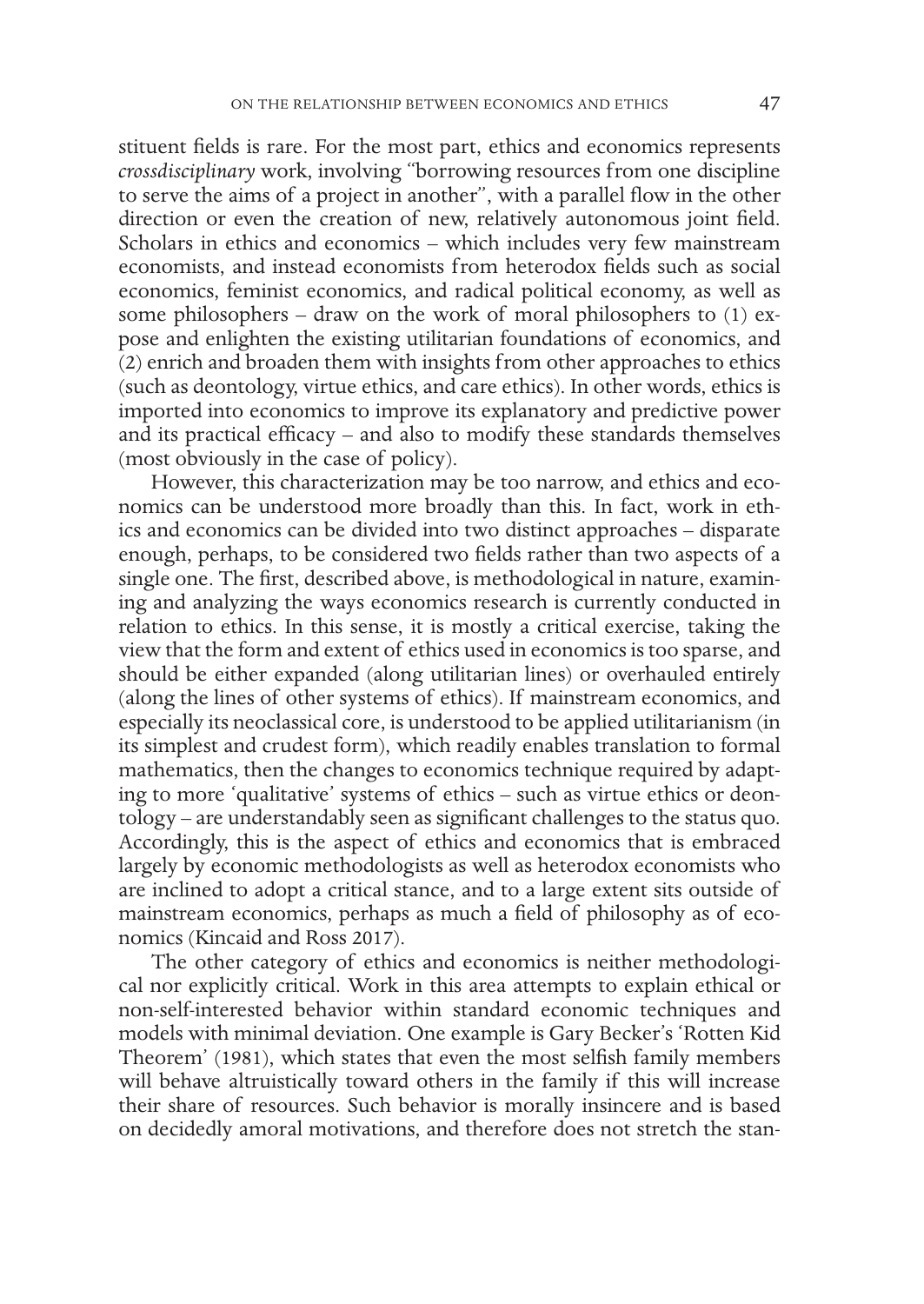stituent fields is rare. For the most part, ethics and economics represents *crossdisciplinary* work, involving "borrowing resources from one discipline to serve the aims of a project in another", with a parallel flow in the other direction or even the creation of new, relatively autonomous joint field. Scholars in ethics and economics – which includes very few mainstream economists, and instead economists from heterodox fields such as social economics, feminist economics, and radical political economy, as well as some philosophers – draw on the work of moral philosophers to (1) expose and enlighten the existing utilitarian foundations of economics, and (2) enrich and broaden them with insights from other approaches to ethics (such as deontology, virtue ethics, and care ethics). In other words, ethics is imported into economics to improve its explanatory and predictive power and its practical efficacy – and also to modify these standards themselves (most obviously in the case of policy).

However, this characterization may be too narrow, and ethics and economics can be understood more broadly than this. In fact, work in ethics and economics can be divided into two distinct approaches – disparate enough, perhaps, to be considered two fields rather than two aspects of a single one. The first, described above, is methodological in nature, examining and analyzing the ways economics research is currently conducted in relation to ethics. In this sense, it is mostly a critical exercise, taking the view that the form and extent of ethics used in economics is too sparse, and should be either expanded (along utilitarian lines) or overhauled entirely (along the lines of other systems of ethics). If mainstream economics, and especially its neoclassical core, is understood to be applied utilitarianism (in its simplest and crudest form), which readily enables translation to formal mathematics, then the changes to economics technique required by adapting to more 'qualitative' systems of ethics – such as virtue ethics or deontology – are understandably seen as significant challenges to the status quo. Accordingly, this is the aspect of ethics and economics that is embraced largely by economic methodologists as well as heterodox economists who are inclined to adopt a critical stance, and to a large extent sits outside of mainstream economics, perhaps as much a field of philosophy as of economics (Kincaid and Ross 2017).

The other category of ethics and economics is neither methodological nor explicitly critical. Work in this area attempts to explain ethical or non-self-interested behavior within standard economic techniques and models with minimal deviation. One example is Gary Becker's 'Rotten Kid Theorem' (1981), which states that even the most selfish family members will behave altruistically toward others in the family if this will increase their share of resources. Such behavior is morally insincere and is based on decidedly amoral motivations, and therefore does not stretch the stan-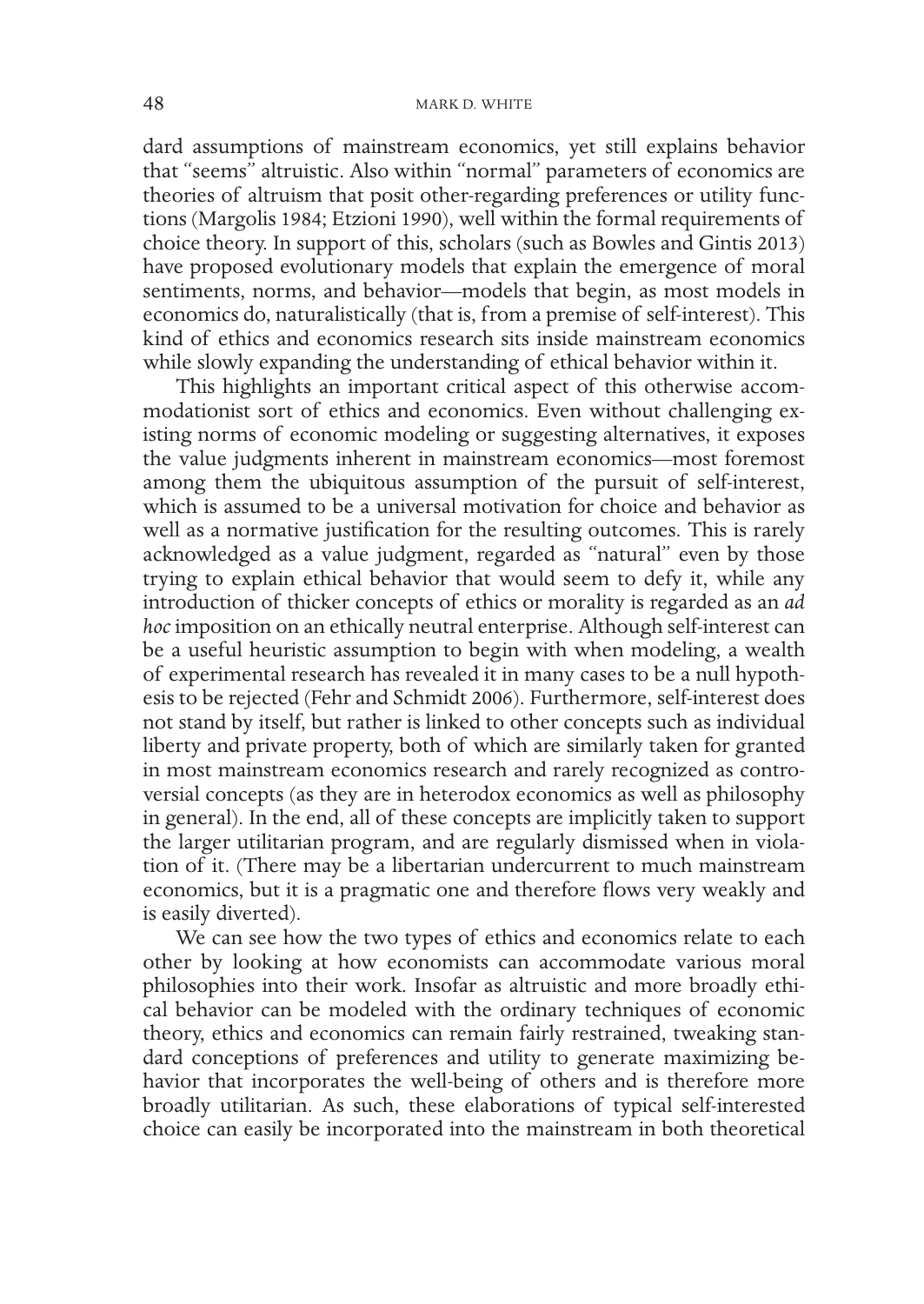dard assumptions of mainstream economics, yet still explains behavior that "seems" altruistic. Also within "normal" parameters of economics are theories of altruism that posit other-regarding preferences or utility functions (Margolis 1984; Etzioni 1990), well within the formal requirements of choice theory. In support of this, scholars (such as Bowles and Gintis 2013) have proposed evolutionary models that explain the emergence of moral sentiments, norms, and behavior—models that begin, as most models in economics do, naturalistically (that is, from a premise of self-interest). This kind of ethics and economics research sits inside mainstream economics while slowly expanding the understanding of ethical behavior within it.

This highlights an important critical aspect of this otherwise accommodationist sort of ethics and economics. Even without challenging existing norms of economic modeling or suggesting alternatives, it exposes the value judgments inherent in mainstream economics—most foremost among them the ubiquitous assumption of the pursuit of self-interest, which is assumed to be a universal motivation for choice and behavior as well as a normative justification for the resulting outcomes. This is rarely acknowledged as a value judgment, regarded as "natural" even by those trying to explain ethical behavior that would seem to defy it, while any introduction of thicker concepts of ethics or morality is regarded as an *ad hoc* imposition on an ethically neutral enterprise. Although self-interest can be a useful heuristic assumption to begin with when modeling, a wealth of experimental research has revealed it in many cases to be a null hypothesis to be rejected (Fehr and Schmidt 2006). Furthermore, self-interest does not stand by itself, but rather is linked to other concepts such as individual liberty and private property, both of which are similarly taken for granted in most mainstream economics research and rarely recognized as controversial concepts (as they are in heterodox economics as well as philosophy in general). In the end, all of these concepts are implicitly taken to support the larger utilitarian program, and are regularly dismissed when in violation of it. (There may be a libertarian undercurrent to much mainstream economics, but it is a pragmatic one and therefore flows very weakly and is easily diverted).

We can see how the two types of ethics and economics relate to each other by looking at how economists can accommodate various moral philosophies into their work. Insofar as altruistic and more broadly ethical behavior can be modeled with the ordinary techniques of economic theory, ethics and economics can remain fairly restrained, tweaking standard conceptions of preferences and utility to generate maximizing behavior that incorporates the well-being of others and is therefore more broadly utilitarian. As such, these elaborations of typical self-interested choice can easily be incorporated into the mainstream in both theoretical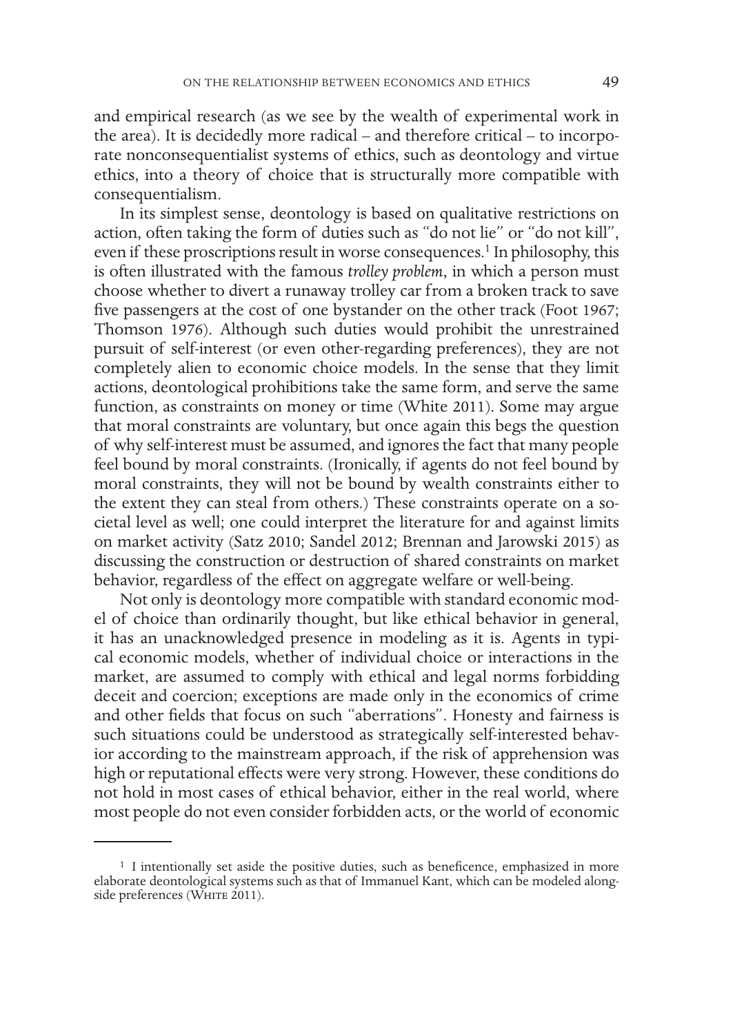and empirical research (as we see by the wealth of experimental work in the area). It is decidedly more radical – and therefore critical – to incorporate nonconsequentialist systems of ethics, such as deontology and virtue ethics, into a theory of choice that is structurally more compatible with consequentialism.

In its simplest sense, deontology is based on qualitative restrictions on action, often taking the form of duties such as "do not lie" or "do not kill", even if these proscriptions result in worse consequences.[1] In philosophy, this is often illustrated with the famous *trolley problem*, in which a person must choose whether to divert a runaway trolley car from a broken track to save five passengers at the cost of one bystander on the other track (Foot 1967; Thomson 1976). Although such duties would prohibit the unrestrained pursuit of self-interest (or even other-regarding preferences), they are not completely alien to economic choice models. In the sense that they limit actions, deontological prohibitions take the same form, and serve the same function, as constraints on money or time (White 2011). Some may argue that moral constraints are voluntary, but once again this begs the question of why self-interest must be assumed, and ignores the fact that many people feel bound by moral constraints. (Ironically, if agents do not feel bound by moral constraints, they will not be bound by wealth constraints either to the extent they can steal from others.) These constraints operate on a societal level as well; one could interpret the literature for and against limits on market activity (Satz 2010; Sandel 2012; Brennan and Jarowski 2015) as discussing the construction or destruction of shared constraints on market behavior, regardless of the effect on aggregate welfare or well-being.

Not only is deontology more compatible with standard economic model of choice than ordinarily thought, but like ethical behavior in general, it has an unacknowledged presence in modeling as it is. Agents in typical economic models, whether of individual choice or interactions in the market, are assumed to comply with ethical and legal norms forbidding deceit and coercion; exceptions are made only in the economics of crime and other fields that focus on such "aberrations". Honesty and fairness is such situations could be understood as strategically self-interested behavior according to the mainstream approach, if the risk of apprehension was high or reputational effects were very strong. However, these conditions do not hold in most cases of ethical behavior, either in the real world, where most people do not even consider forbidden acts, or the world of economic

[1] I intentionally set aside the positive duties, such as beneficence, emphasized in more elaborate deontological systems such as that of Immanuel Kant, which can be modeled alongside preferences (White 2011).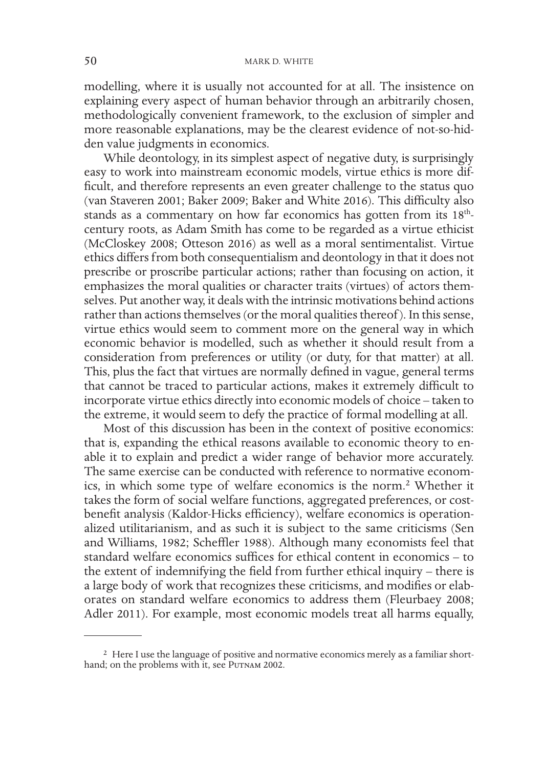modelling, where it is usually not accounted for at all. The insistence on explaining every aspect of human behavior through an arbitrarily chosen, methodologically convenient framework, to the exclusion of simpler and more reasonable explanations, may be the clearest evidence of not-so-hidden value judgments in economics.

While deontology, in its simplest aspect of negative duty, is surprisingly easy to work into mainstream economic models, virtue ethics is more difficult, and therefore represents an even greater challenge to the status quo (van Staveren 2001; Baker 2009; Baker and White 2016). This difficulty also stands as a commentary on how far economics has gotten from its 18th-century roots, as Adam Smith has come to be regarded as a virtue ethicist (McCloskey 2008; Otteson 2016) as well as a moral sentimentalist. Virtue ethics differs from both consequentialism and deontology in that it does not prescribe or proscribe particular actions; rather than focusing on action, it emphasizes the moral qualities or character traits (virtues) of actors themselves. Put another way, it deals with the intrinsic motivations behind actions rather than actions themselves (or the moral qualities thereof). In this sense, virtue ethics would seem to comment more on the general way in which economic behavior is modelled, such as whether it should result from a consideration from preferences or utility (or duty, for that matter) at all. This, plus the fact that virtues are normally defined in vague, general terms that cannot be traced to particular actions, makes it extremely difficult to incorporate virtue ethics directly into economic models of choice – taken to the extreme, it would seem to defy the practice of formal modelling at all.

Most of this discussion has been in the context of positive economics: that is, expanding the ethical reasons available to economic theory to enable it to explain and predict a wider range of behavior more accurately. The same exercise can be conducted with reference to normative economics, in which some type of welfare economics is the norm.[2] Whether it takes the form of social welfare functions, aggregated preferences, or cost-benefit analysis (Kaldor-Hicks efficiency), welfare economics is operationalized utilitarianism, and as such it is subject to the same criticisms (Sen and Williams, 1982; Scheffler 1988). Although many economists feel that standard welfare economics suffices for ethical content in economics – to the extent of indemnifying the field from further ethical inquiry – there is a large body of work that recognizes these criticisms, and modifies or elaborates on standard welfare economics to address them (Fleurbaey 2008; Adler 2011). For example, most economic models treat all harms equally,

[2] Here I use the language of positive and normative economics merely as a familiar shorthand; on the problems with it, see Putnam 2002.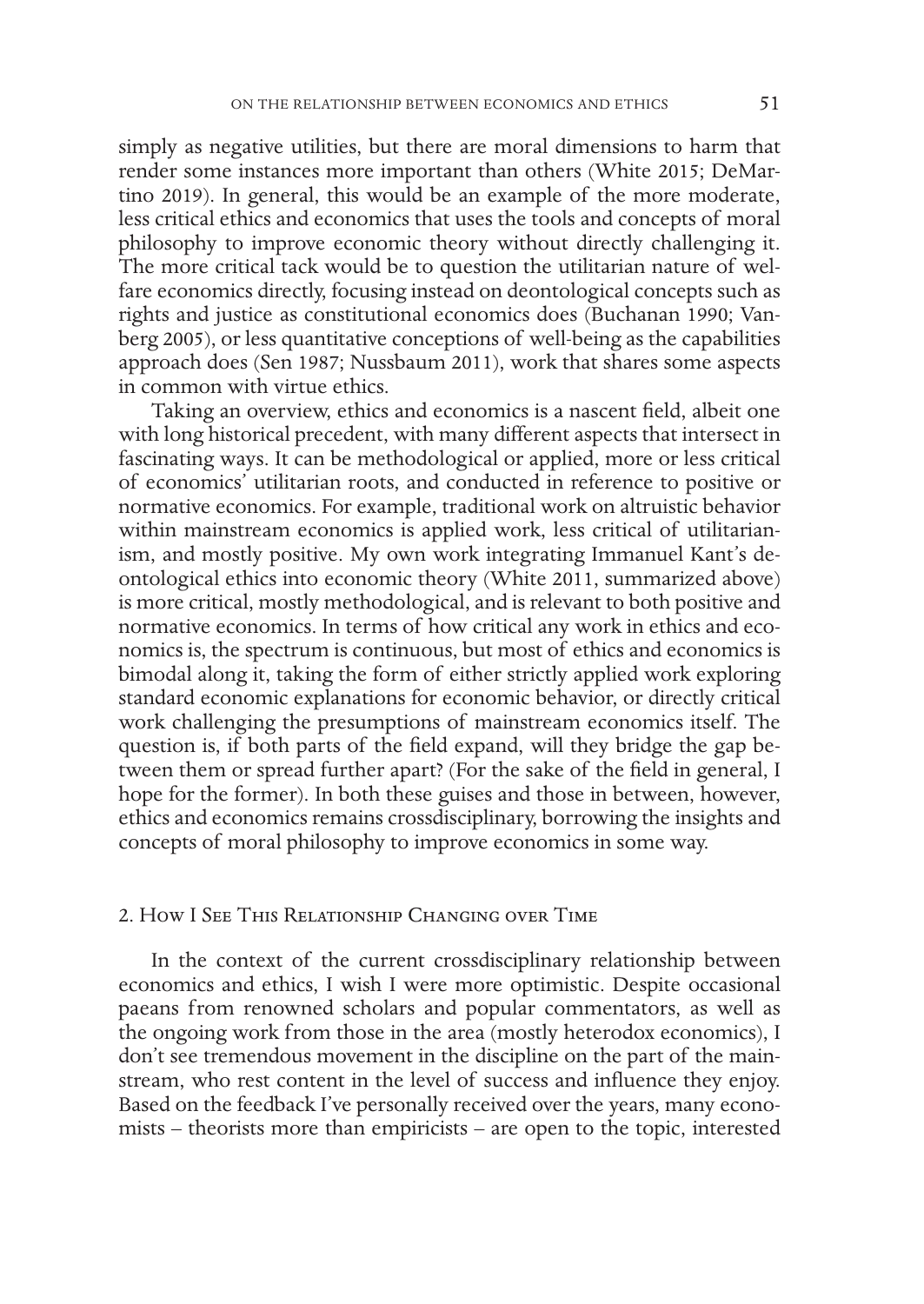simply as negative utilities, but there are moral dimensions to harm that render some instances more important than others (White 2015; DeMartino 2019). In general, this would be an example of the more moderate, less critical ethics and economics that uses the tools and concepts of moral philosophy to improve economic theory without directly challenging it. The more critical tack would be to question the utilitarian nature of welfare economics directly, focusing instead on deontological concepts such as rights and justice as constitutional economics does (Buchanan 1990; Vanberg 2005), or less quantitative conceptions of well-being as the capabilities approach does (Sen 1987; Nussbaum 2011), work that shares some aspects in common with virtue ethics.

Taking an overview, ethics and economics is a nascent field, albeit one with long historical precedent, with many different aspects that intersect in fascinating ways. It can be methodological or applied, more or less critical of economics' utilitarian roots, and conducted in reference to positive or normative economics. For example, traditional work on altruistic behavior within mainstream economics is applied work, less critical of utilitarianism, and mostly positive. My own work integrating Immanuel Kant's deontological ethics into economic theory (White 2011, summarized above) is more critical, mostly methodological, and is relevant to both positive and normative economics. In terms of how critical any work in ethics and economics is, the spectrum is continuous, but most of ethics and economics is bimodal along it, taking the form of either strictly applied work exploring standard economic explanations for economic behavior, or directly critical work challenging the presumptions of mainstream economics itself. The question is, if both parts of the field expand, will they bridge the gap between them or spread further apart? (For the sake of the field in general, I hope for the former). In both these guises and those in between, however, ethics and economics remains crossdisciplinary, borrowing the insights and concepts of moral philosophy to improve economics in some way.

## 2. How I See This Relationship Changing over Time

In the context of the current crossdisciplinary relationship between economics and ethics, I wish I were more optimistic. Despite occasional paeans from renowned scholars and popular commentators, as well as the ongoing work from those in the area (mostly heterodox economics), I don't see tremendous movement in the discipline on the part of the mainstream, who rest content in the level of success and influence they enjoy. Based on the feedback I've personally received over the years, many economists – theorists more than empiricists – are open to the topic, interested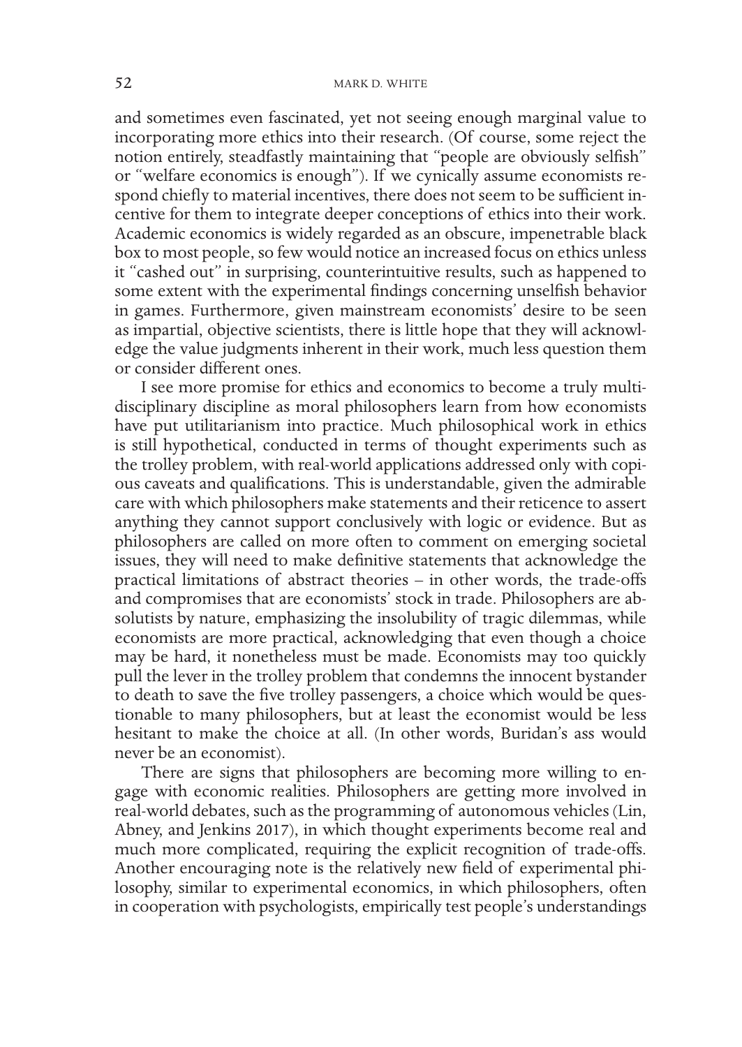and sometimes even fascinated, yet not seeing enough marginal value to incorporating more ethics into their research. (Of course, some reject the notion entirely, steadfastly maintaining that "people are obviously selfish" or "welfare economics is enough"). If we cynically assume economists respond chiefly to material incentives, there does not seem to be sufficient incentive for them to integrate deeper conceptions of ethics into their work. Academic economics is widely regarded as an obscure, impenetrable black box to most people, so few would notice an increased focus on ethics unless it "cashed out" in surprising, counterintuitive results, such as happened to some extent with the experimental findings concerning unselfish behavior in games. Furthermore, given mainstream economists' desire to be seen as impartial, objective scientists, there is little hope that they will acknowledge the value judgments inherent in their work, much less question them or consider different ones.

I see more promise for ethics and economics to become a truly multidisciplinary discipline as moral philosophers learn from how economists have put utilitarianism into practice. Much philosophical work in ethics is still hypothetical, conducted in terms of thought experiments such as the trolley problem, with real-world applications addressed only with copious caveats and qualifications. This is understandable, given the admirable care with which philosophers make statements and their reticence to assert anything they cannot support conclusively with logic or evidence. But as philosophers are called on more often to comment on emerging societal issues, they will need to make definitive statements that acknowledge the practical limitations of abstract theories – in other words, the trade-offs and compromises that are economists' stock in trade. Philosophers are absolutists by nature, emphasizing the insolubility of tragic dilemmas, while economists are more practical, acknowledging that even though a choice may be hard, it nonetheless must be made. Economists may too quickly pull the lever in the trolley problem that condemns the innocent bystander to death to save the five trolley passengers, a choice which would be questionable to many philosophers, but at least the economist would be less hesitant to make the choice at all. (In other words, Buridan's ass would never be an economist).

There are signs that philosophers are becoming more willing to engage with economic realities. Philosophers are getting more involved in real-world debates, such as the programming of autonomous vehicles (Lin, Abney, and Jenkins 2017), in which thought experiments become real and much more complicated, requiring the explicit recognition of trade-offs. Another encouraging note is the relatively new field of experimental philosophy, similar to experimental economics, in which philosophers, often in cooperation with psychologists, empirically test people's understandings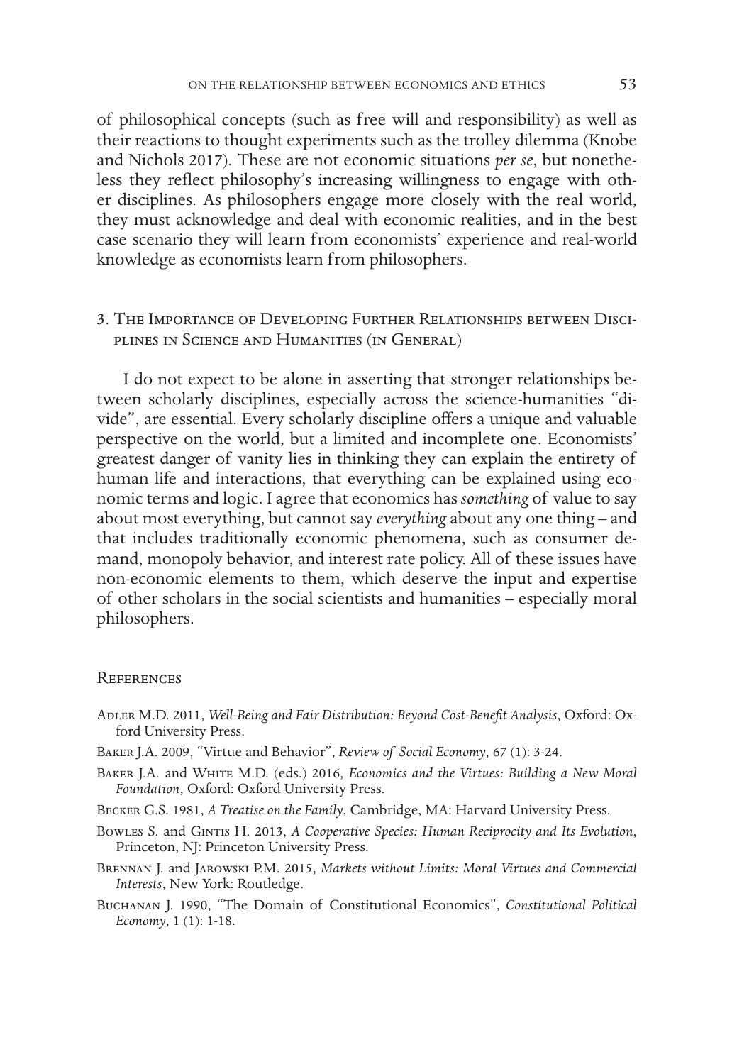of philosophical concepts (such as free will and responsibility) as well as their reactions to thought experiments such as the trolley dilemma (Knobe and Nichols 2017). These are not economic situations *per se*, but nonetheless they reflect philosophy's increasing willingness to engage with other disciplines. As philosophers engage more closely with the real world, they must acknowledge and deal with economic realities, and in the best case scenario they will learn from economists' experience and real-world knowledge as economists learn from philosophers.

## 3. The Importance of Developing Further Relationships between Disciplines in Science and Humanities (in General)

I do not expect to be alone in asserting that stronger relationships between scholarly disciplines, especially across the science-humanities "divide", are essential. Every scholarly discipline offers a unique and valuable perspective on the world, but a limited and incomplete one. Economists' greatest danger of vanity lies in thinking they can explain the entirety of human life and interactions, that everything can be explained using economic terms and logic. I agree that economics has *something* of value to say about most everything, but cannot say *everything* about any one thing – and that includes traditionally economic phenomena, such as consumer demand, monopoly behavior, and interest rate policy. All of these issues have non-economic elements to them, which deserve the input and expertise of other scholars in the social scientists and humanities – especially moral philosophers.

## References

Adler M.D. 2011, *Well-Being and Fair Distribution: Beyond Cost-Benefit Analysis*, Oxford: Oxford University Press.

Baker J.A. 2009, "Virtue and Behavior", *Review of Social Economy*, 67 (1): 3-24.

Baker J.A. and White M.D. (eds.) 2016, *Economics and the Virtues: Building a New Moral Foundation*, Oxford: Oxford University Press.

Becker G.S. 1981, *A Treatise on the Family*, Cambridge, MA: Harvard University Press.

Bowles S. and Gintis H. 2013, *A Cooperative Species: Human Reciprocity and Its Evolution*, Princeton, NJ: Princeton University Press.

Brennan J. and Jarowski P.M. 2015, *Markets without Limits: Moral Virtues and Commercial Interests*, New York: Routledge.

Buchanan J. 1990, "The Domain of Constitutional Economics", *Constitutional Political Economy*, 1 (1): 1-18.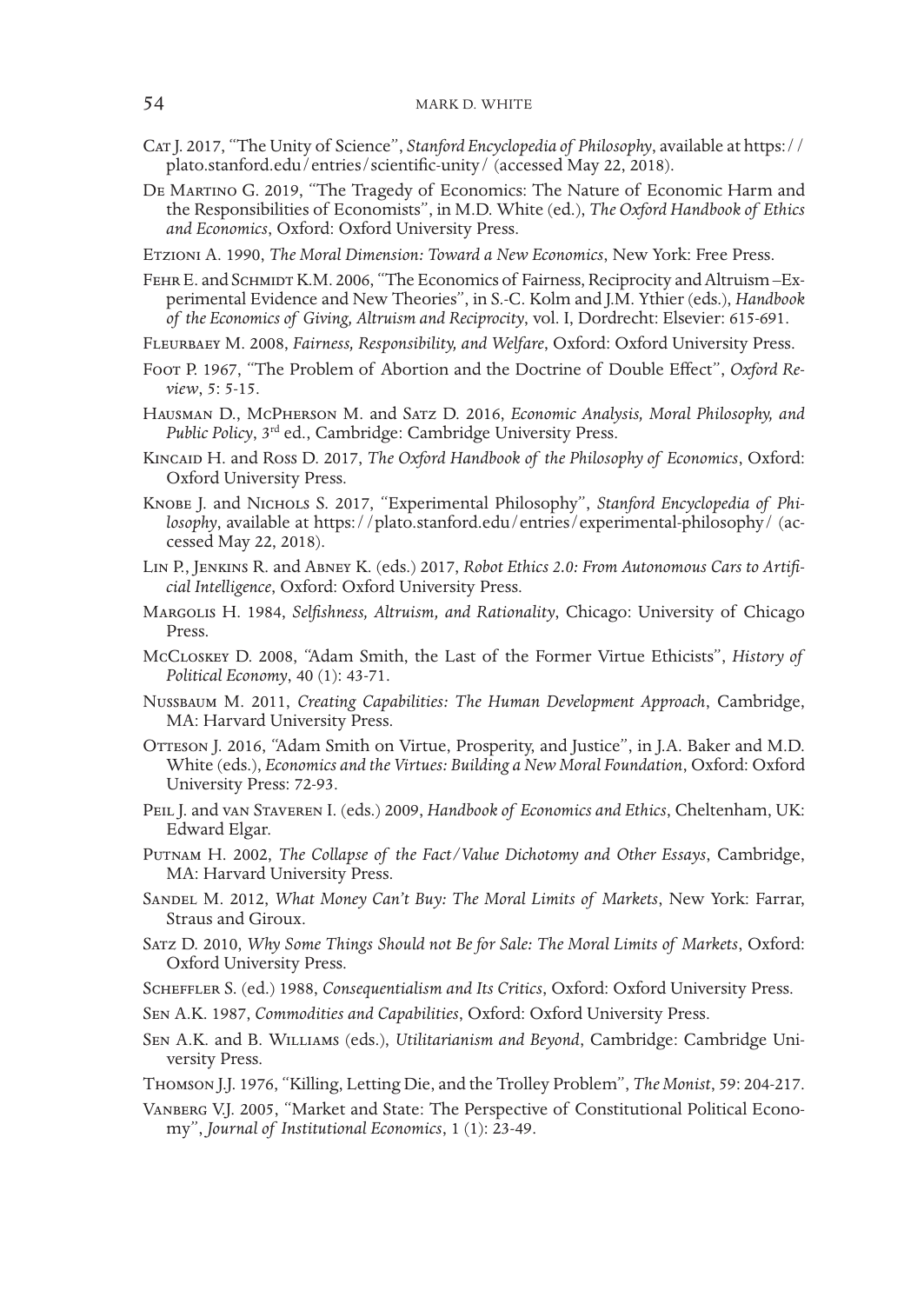Cat J. 2017, "The Unity of Science", *Stanford Encyclopedia of Philosophy*, available at https://plato.stanford.edu/entries/scientific-unity/ (accessed May 22, 2018).

De Martino G. 2019, "The Tragedy of Economics: The Nature of Economic Harm and the Responsibilities of Economists", in M.D. White (ed.), *The Oxford Handbook of Ethics and Economics*, Oxford: Oxford University Press.

Etzioni A. 1990, *The Moral Dimension: Toward a New Economics*, New York: Free Press.

Fehr E. and Schmidt K.M. 2006, "The Economics of Fairness, Reciprocity and Altruism – Experimental Evidence and New Theories", in S.-C. Kolm and J.M. Ythier (eds.), *Handbook of the Economics of Giving, Altruism and Reciprocity*, vol. I, Dordrecht: Elsevier: 615-691.

Fleurbaey M. 2008, *Fairness, Responsibility, and Welfare*, Oxford: Oxford University Press.

Foot P. 1967, "The Problem of Abortion and the Doctrine of Double Effect", *Oxford Review*, 5: 5-15.

Hausman D., McPherson M. and Satz D. 2016, *Economic Analysis, Moral Philosophy, and Public Policy*, 3rd ed., Cambridge: Cambridge University Press.

Kincaid H. and Ross D. 2017, *The Oxford Handbook of the Philosophy of Economics*, Oxford: Oxford University Press.

Knobe J. and Nichols S. 2017, "Experimental Philosophy", *Stanford Encyclopedia of Philosophy*, available at https://plato.stanford.edu/entries/experimental-philosophy/ (accessed May 22, 2018).

Lin P., Jenkins R. and Abney K. (eds.) 2017, *Robot Ethics 2.0: From Autonomous Cars to Artificial Intelligence*, Oxford: Oxford University Press.

Margolis H. 1984, *Selfishness, Altruism, and Rationality*, Chicago: University of Chicago Press.

McCloskey D. 2008, "Adam Smith, the Last of the Former Virtue Ethicists", *History of Political Economy*, 40 (1): 43-71.

Nussbaum M. 2011, *Creating Capabilities: The Human Development Approach*, Cambridge, MA: Harvard University Press.

Otteson J. 2016, "Adam Smith on Virtue, Prosperity, and Justice", in J.A. Baker and M.D. White (eds.), *Economics and the Virtues: Building a New Moral Foundation*, Oxford: Oxford University Press: 72-93.

Peil J. and van Staveren I. (eds.) 2009, *Handbook of Economics and Ethics*, Cheltenham, UK: Edward Elgar.

Putnam H. 2002, *The Collapse of the Fact/Value Dichotomy and Other Essays*, Cambridge, MA: Harvard University Press.

Sandel M. 2012, *What Money Can't Buy: The Moral Limits of Markets*, New York: Farrar, Straus and Giroux.

Satz D. 2010, *Why Some Things Should not Be for Sale: The Moral Limits of Markets*, Oxford: Oxford University Press.

Scheffler S. (ed.) 1988, *Consequentialism and Its Critics*, Oxford: Oxford University Press.

Sen A.K. 1987, *Commodities and Capabilities*, Oxford: Oxford University Press.

Sen A.K. and B. Williams (eds.), *Utilitarianism and Beyond*, Cambridge: Cambridge University Press.

Thomson J.J. 1976, "Killing, Letting Die, and the Trolley Problem", *The Monist*, 59: 204-217.

Vanberg V.J. 2005, "Market and State: The Perspective of Constitutional Political Economy", *Journal of Institutional Economics*, 1 (1): 23-49.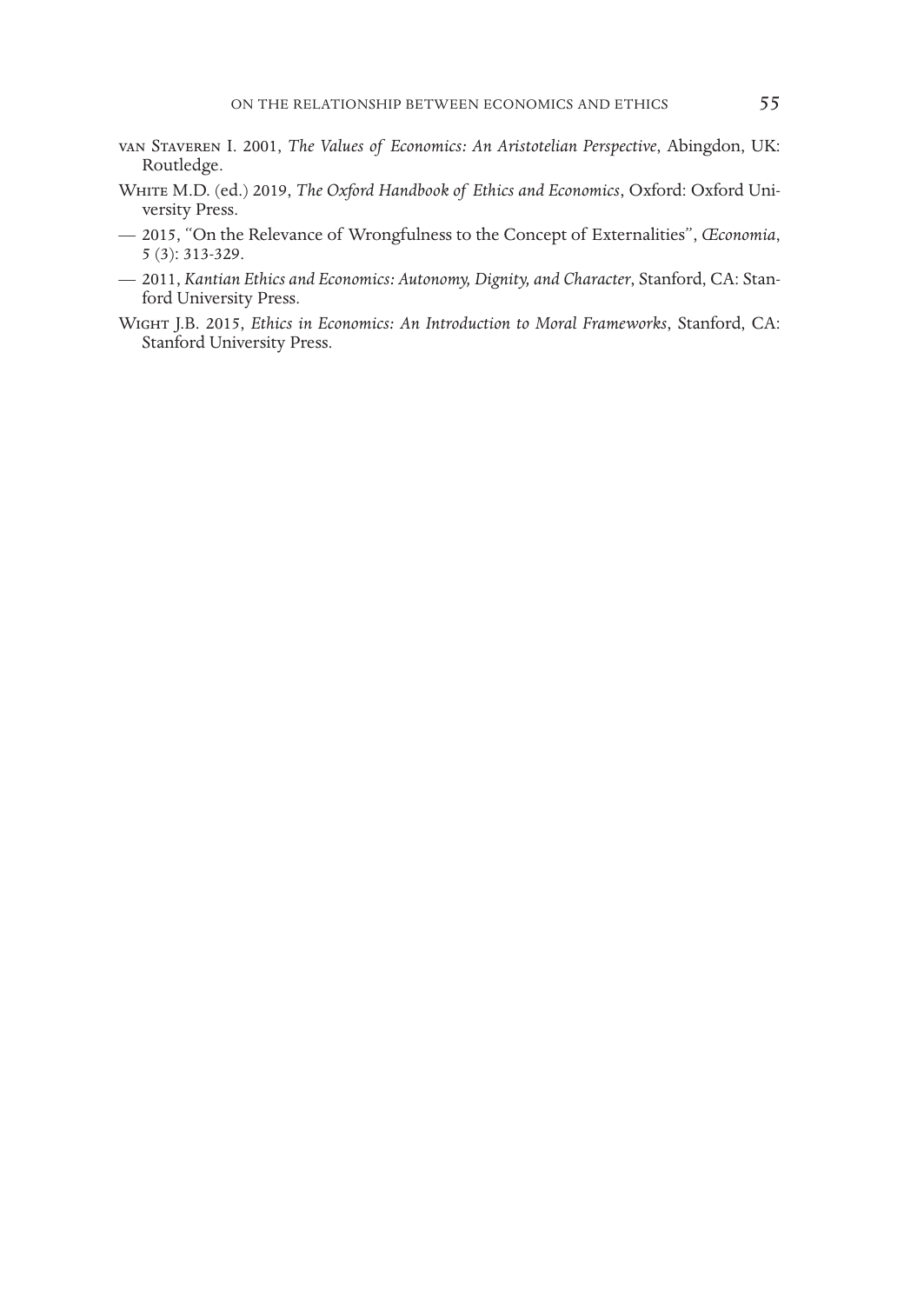van Staveren I. 2001, *The Values of Economics: An Aristotelian Perspective*, Abingdon, UK: Routledge.

White M.D. (ed.) 2019, *The Oxford Handbook of Ethics and Economics*, Oxford: Oxford University Press.

— 2015, "On the Relevance of Wrongfulness to the Concept of Externalities", *Œconomia*, 5 (3): 313-329.

— 2011, *Kantian Ethics and Economics: Autonomy, Dignity, and Character*, Stanford, CA: Stanford University Press.

Wight J.B. 2015, *Ethics in Economics: An Introduction to Moral Frameworks*, Stanford, CA: Stanford University Press.